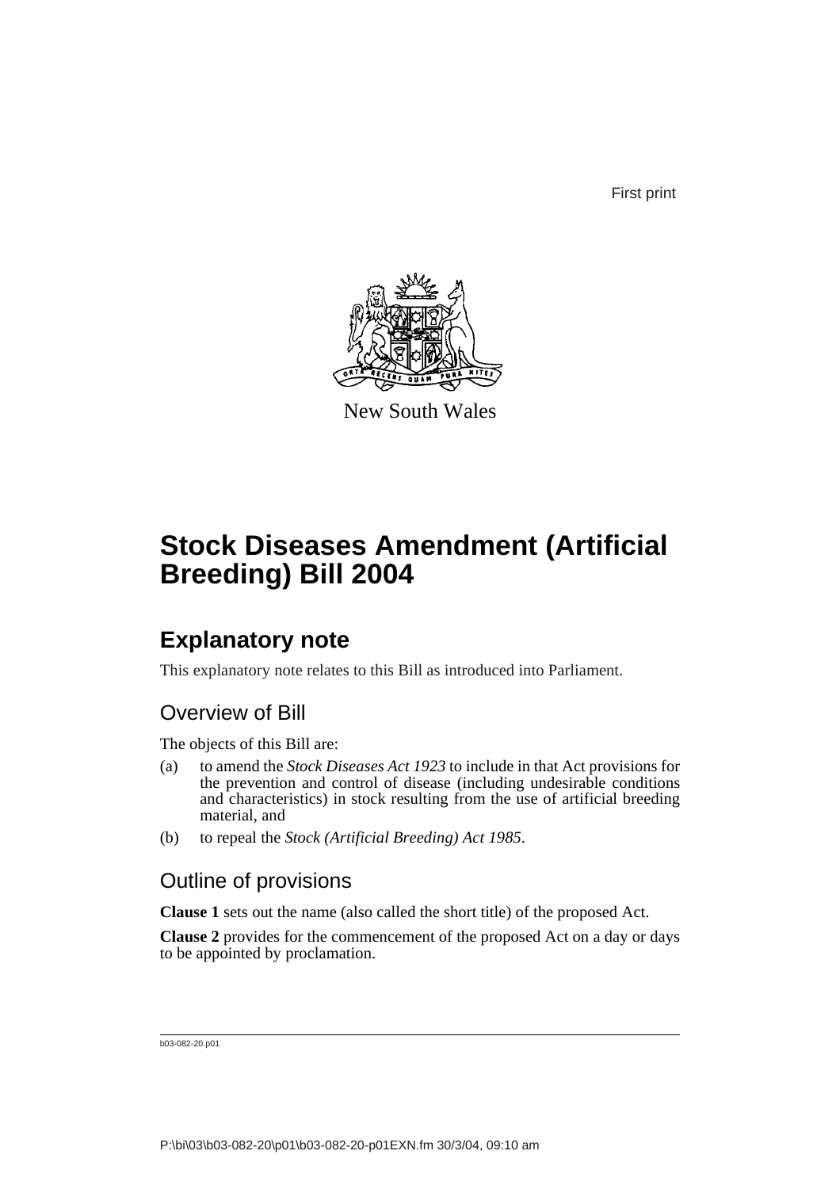First print

New South Wales

# Stock Diseases Amendment (Artificial Breeding) Bill 2004

## Explanatory note

This explanatory note relates to this Bill as introduced into Parliament.

### Overview of Bill

The objects of this Bill are:

(a) to amend the *Stock Diseases Act 1923* to include in that Act provisions for the prevention and control of disease (including undesirable conditions and characteristics) in stock resulting from the use of artificial breeding material, and

(b) to repeal the *Stock (Artificial Breeding) Act 1985*.

### Outline of provisions

**Clause 1** sets out the name (also called the short title) of the proposed Act.

**Clause 2** provides for the commencement of the proposed Act on a day or days to be appointed by proclamation.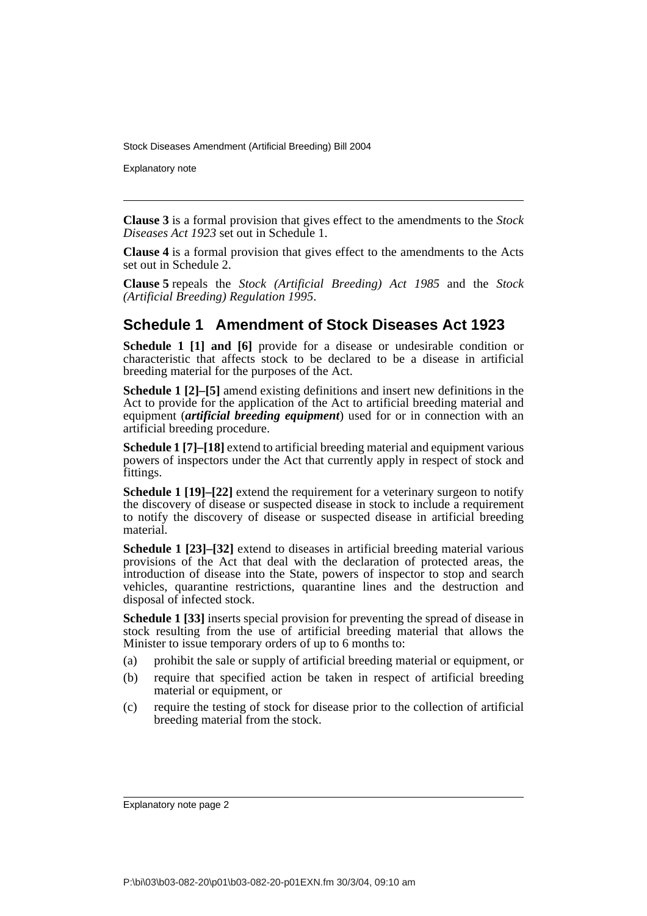**Clause 3** is a formal provision that gives effect to the amendments to the *Stock Diseases Act 1923* set out in Schedule 1.

**Clause 4** is a formal provision that gives effect to the amendments to the Acts set out in Schedule 2.

**Clause 5** repeals the *Stock (Artificial Breeding) Act 1985* and the *Stock (Artificial Breeding) Regulation 1995*.

## Schedule 1 Amendment of Stock Diseases Act 1923

**Schedule 1 [1] and [6]** provide for a disease or undesirable condition or characteristic that affects stock to be declared to be a disease in artificial breeding material for the purposes of the Act.

**Schedule 1 [2]–[5]** amend existing definitions and insert new definitions in the Act to provide for the application of the Act to artificial breeding material and equipment (***artificial breeding equipment***) used for or in connection with an artificial breeding procedure.

**Schedule 1 [7]–[18]** extend to artificial breeding material and equipment various powers of inspectors under the Act that currently apply in respect of stock and fittings.

**Schedule 1 [19]–[22]** extend the requirement for a veterinary surgeon to notify the discovery of disease or suspected disease in stock to include a requirement to notify the discovery of disease or suspected disease in artificial breeding material.

**Schedule 1 [23]–[32]** extend to diseases in artificial breeding material various provisions of the Act that deal with the declaration of protected areas, the introduction of disease into the State, powers of inspector to stop and search vehicles, quarantine restrictions, quarantine lines and the destruction and disposal of infected stock.

**Schedule 1 [33]** inserts special provision for preventing the spread of disease in stock resulting from the use of artificial breeding material that allows the Minister to issue temporary orders of up to 6 months to:

(a) prohibit the sale or supply of artificial breeding material or equipment, or

(b) require that specified action be taken in respect of artificial breeding material or equipment, or

(c) require the testing of stock for disease prior to the collection of artificial breeding material from the stock.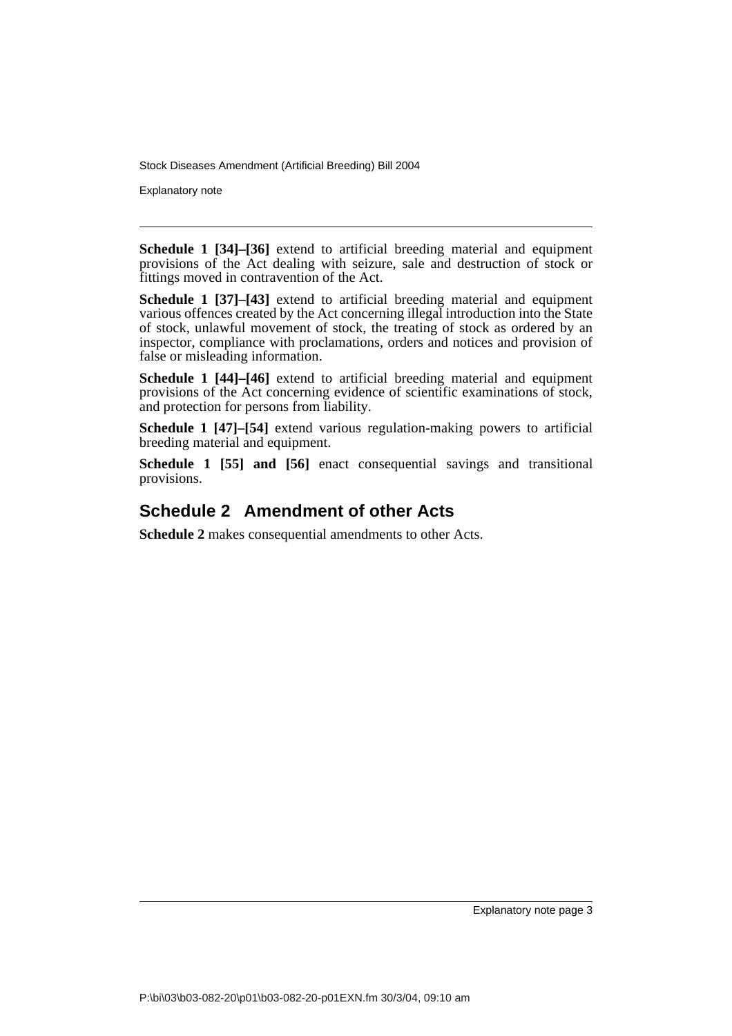**Schedule 1 [34]–[36]** extend to artificial breeding material and equipment provisions of the Act dealing with seizure, sale and destruction of stock or fittings moved in contravention of the Act.

**Schedule 1 [37]–[43]** extend to artificial breeding material and equipment various offences created by the Act concerning illegal introduction into the State of stock, unlawful movement of stock, the treating of stock as ordered by an inspector, compliance with proclamations, orders and notices and provision of false or misleading information.

**Schedule 1 [44]–[46]** extend to artificial breeding material and equipment provisions of the Act concerning evidence of scientific examinations of stock, and protection for persons from liability.

**Schedule 1 [47]–[54]** extend various regulation-making powers to artificial breeding material and equipment.

**Schedule 1 [55] and [56]** enact consequential savings and transitional provisions.

## Schedule 2 Amendment of other Acts

**Schedule 2** makes consequential amendments to other Acts.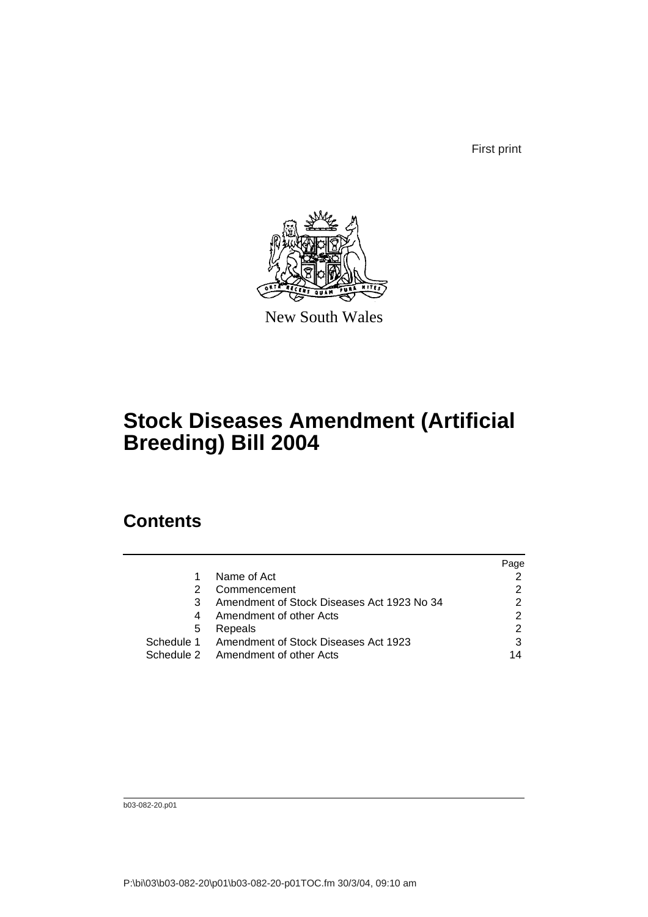First print

New South Wales

# Stock Diseases Amendment (Artificial Breeding) Bill 2004

## Contents

| | | Page |
|---|---|---|
| 1 | Name of Act | 2 |
| 2 | Commencement | 2 |
| 3 | Amendment of Stock Diseases Act 1923 No 34 | 2 |
| 4 | Amendment of other Acts | 2 |
| 5 | Repeals | 2 |
| Schedule 1 | Amendment of Stock Diseases Act 1923 | 3 |
| Schedule 2 | Amendment of other Acts | 14 |

b03-082-20.p01

P:\bi\03\b03-082-20\p01\b03-082-20-p01TOC.fm 30/3/04, 09:10 am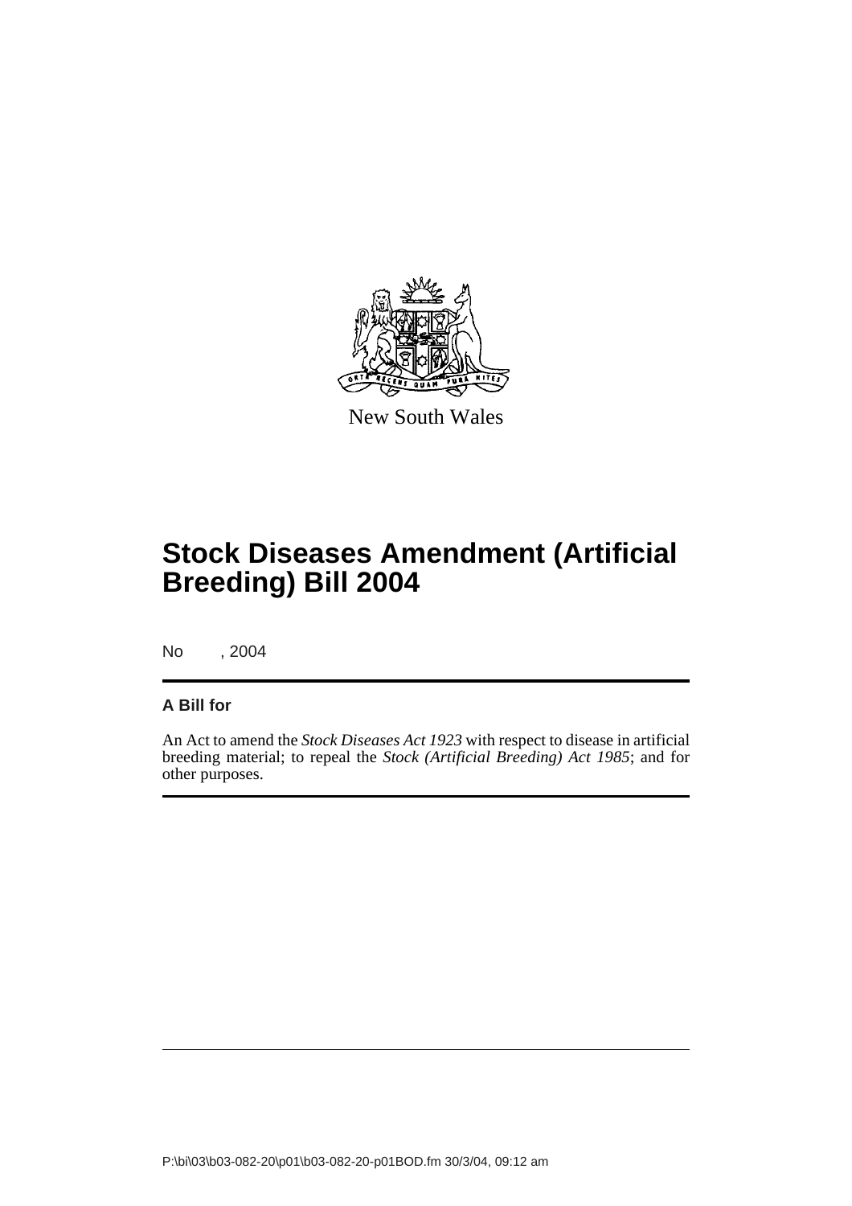New South Wales

# Stock Diseases Amendment (Artificial Breeding) Bill 2004

No , 2004

**A Bill for**

An Act to amend the *Stock Diseases Act 1923* with respect to disease in artificial breeding material; to repeal the *Stock (Artificial Breeding) Act 1985*; and for other purposes.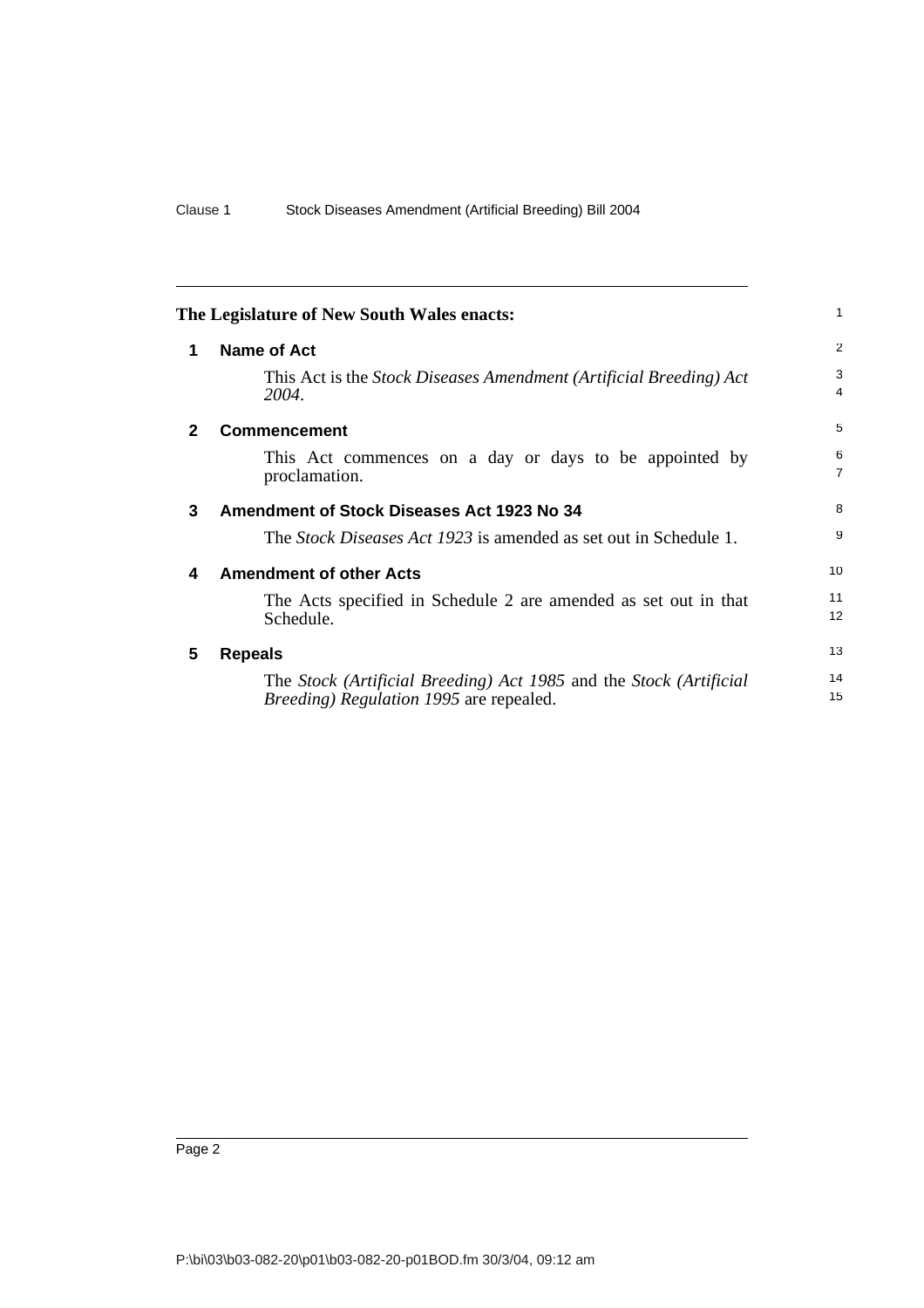**The Legislature of New South Wales enacts:**

## 1 Name of Act

This Act is the *Stock Diseases Amendment (Artificial Breeding) Act 2004*.

## 2 Commencement

This Act commences on a day or days to be appointed by proclamation.

## 3 Amendment of Stock Diseases Act 1923 No 34

The *Stock Diseases Act 1923* is amended as set out in Schedule 1.

## 4 Amendment of other Acts

The Acts specified in Schedule 2 are amended as set out in that Schedule.

## 5 Repeals

The *Stock (Artificial Breeding) Act 1985* and the *Stock (Artificial Breeding) Regulation 1995* are repealed.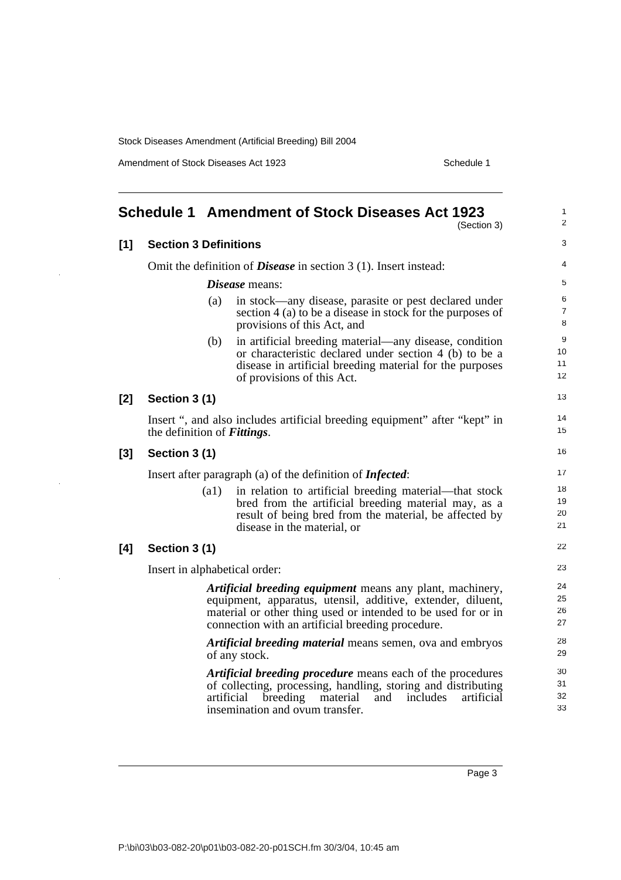## Schedule 1 Amendment of Stock Diseases Act 1923

(Section 3)

### [1] Section 3 Definitions

Omit the definition of ***Disease*** in section 3 (1). Insert instead:

> ***Disease*** means:
>
> (a) in stock—any disease, parasite or pest declared under section 4 (a) to be a disease in stock for the purposes of provisions of this Act, and
>
> (b) in artificial breeding material—any disease, condition or characteristic declared under section 4 (b) to be a disease in artificial breeding material for the purposes of provisions of this Act.

### [2] Section 3 (1)

Insert ", and also includes artificial breeding equipment" after "kept" in the definition of ***Fittings***.

### [3] Section 3 (1)

Insert after paragraph (a) of the definition of ***Infected***:

> (a1) in relation to artificial breeding material—that stock bred from the artificial breeding material may, as a result of being bred from the material, be affected by disease in the material, or

### [4] Section 3 (1)

Insert in alphabetical order:

> ***Artificial breeding equipment*** means any plant, machinery, equipment, apparatus, utensil, additive, extender, diluent, material or other thing used or intended to be used for or in connection with an artificial breeding procedure.
>
> ***Artificial breeding material*** means semen, ova and embryos of any stock.
>
> ***Artificial breeding procedure*** means each of the procedures of collecting, processing, handling, storing and distributing artificial breeding material and includes artificial insemination and ovum transfer.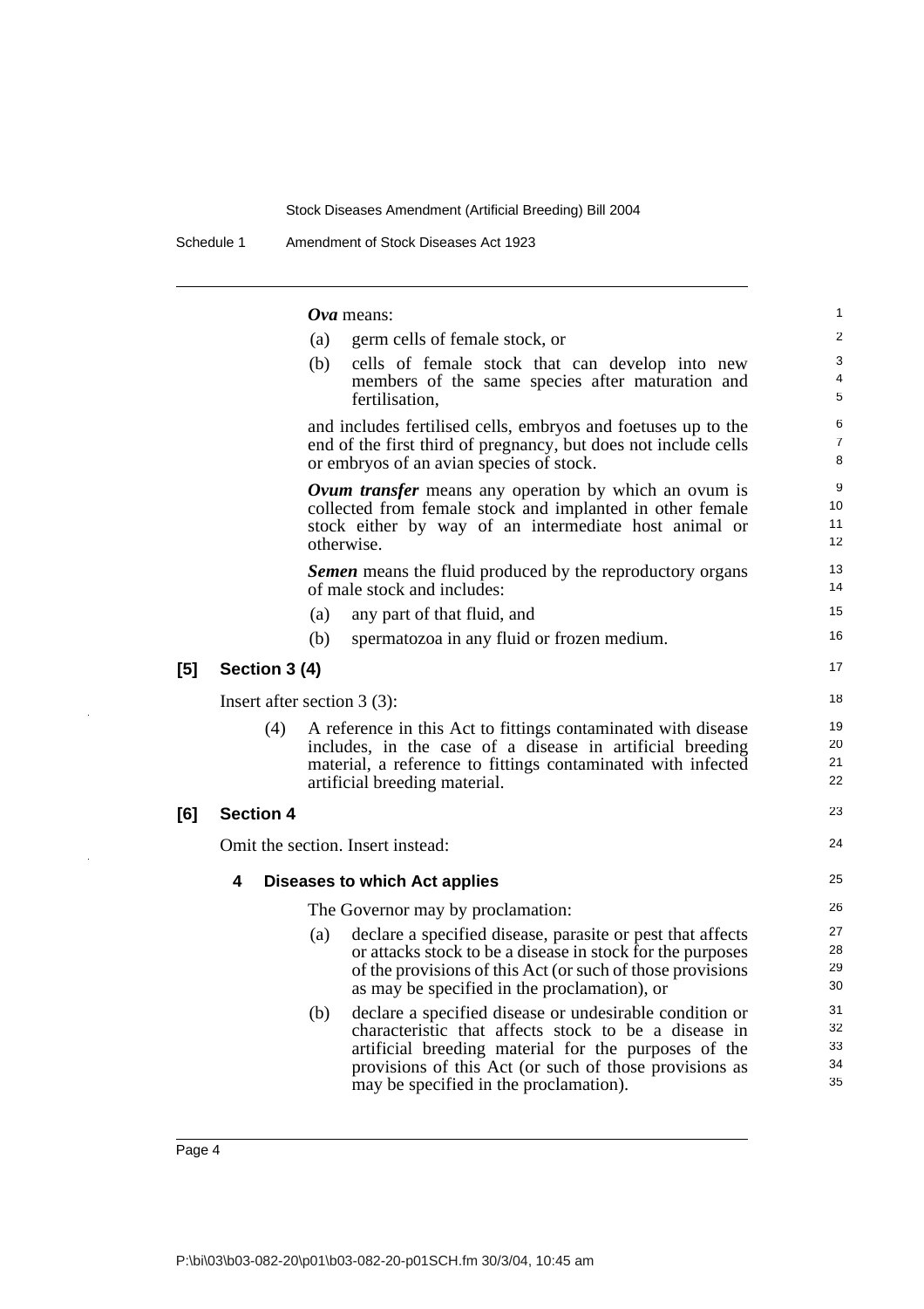***Ova*** means:

(a) germ cells of female stock, or

(b) cells of female stock that can develop into new members of the same species after maturation and fertilisation,

and includes fertilised cells, embryos and foetuses up to the end of the first third of pregnancy, but does not include cells or embryos of an avian species of stock.

***Ovum transfer*** means any operation by which an ovum is collected from female stock and implanted in other female stock either by way of an intermediate host animal or otherwise.

***Semen*** means the fluid produced by the reproductory organs of male stock and includes:

(a) any part of that fluid, and

(b) spermatozoa in any fluid or frozen medium.

**[5] Section 3 (4)**

Insert after section 3 (3):

(4) A reference in this Act to fittings contaminated with disease includes, in the case of a disease in artificial breeding material, a reference to fittings contaminated with infected artificial breeding material.

**[6] Section 4**

Omit the section. Insert instead:

### 4 Diseases to which Act applies

The Governor may by proclamation:

(a) declare a specified disease, parasite or pest that affects or attacks stock to be a disease in stock for the purposes of the provisions of this Act (or such of those provisions as may be specified in the proclamation), or

(b) declare a specified disease or undesirable condition or characteristic that affects stock to be a disease in artificial breeding material for the purposes of the provisions of this Act (or such of those provisions as may be specified in the proclamation).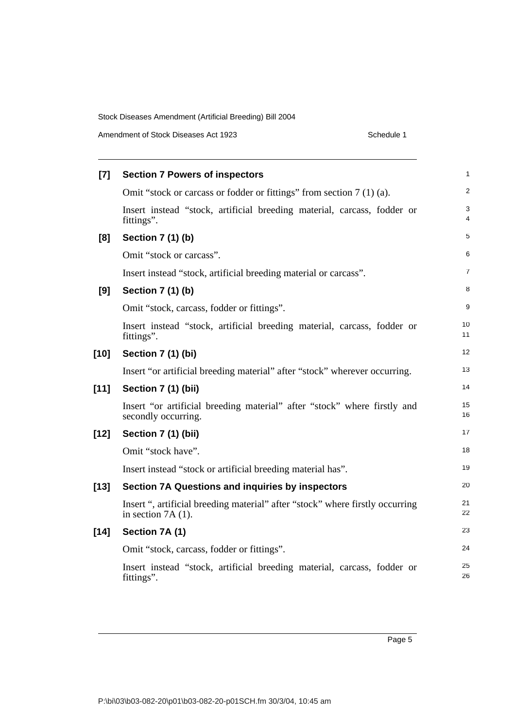**[7] Section 7 Powers of inspectors**

Omit "stock or carcass or fodder or fittings" from section 7 (1) (a).

Insert instead "stock, artificial breeding material, carcass, fodder or fittings".

**[8] Section 7 (1) (b)**

Omit "stock or carcass".

Insert instead "stock, artificial breeding material or carcass".

**[9] Section 7 (1) (b)**

Omit "stock, carcass, fodder or fittings".

Insert instead "stock, artificial breeding material, carcass, fodder or fittings".

**[10] Section 7 (1) (bi)**

Insert "or artificial breeding material" after "stock" wherever occurring.

**[11] Section 7 (1) (bii)**

Insert "or artificial breeding material" after "stock" where firstly and secondly occurring.

**[12] Section 7 (1) (bii)**

Omit "stock have".

Insert instead "stock or artificial breeding material has".

**[13] Section 7A Questions and inquiries by inspectors**

Insert ", artificial breeding material" after "stock" where firstly occurring in section 7A (1).

**[14] Section 7A (1)**

Omit "stock, carcass, fodder or fittings".

Insert instead "stock, artificial breeding material, carcass, fodder or fittings".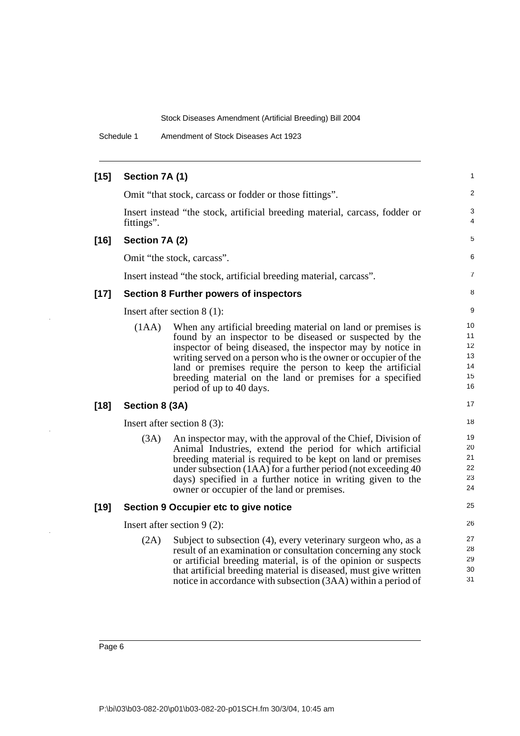**[15] Section 7A (1)**

Omit “that stock, carcass or fodder or those fittings”.

Insert instead “the stock, artificial breeding material, carcass, fodder or fittings”.

**[16] Section 7A (2)**

Omit “the stock, carcass”.

Insert instead “the stock, artificial breeding material, carcass”.

**[17] Section 8 Further powers of inspectors**

Insert after section 8 (1):

(1AA) When any artificial breeding material on land or premises is found by an inspector to be diseased or suspected by the inspector of being diseased, the inspector may by notice in writing served on a person who is the owner or occupier of the land or premises require the person to keep the artificial breeding material on the land or premises for a specified period of up to 40 days.

**[18] Section 8 (3A)**

Insert after section 8 (3):

(3A) An inspector may, with the approval of the Chief, Division of Animal Industries, extend the period for which artificial breeding material is required to be kept on land or premises under subsection (1AA) for a further period (not exceeding 40 days) specified in a further notice in writing given to the owner or occupier of the land or premises.

**[19] Section 9 Occupier etc to give notice**

Insert after section 9 (2):

(2A) Subject to subsection (4), every veterinary surgeon who, as a result of an examination or consultation concerning any stock or artificial breeding material, is of the opinion or suspects that artificial breeding material is diseased, must give written notice in accordance with subsection (3AA) within a period of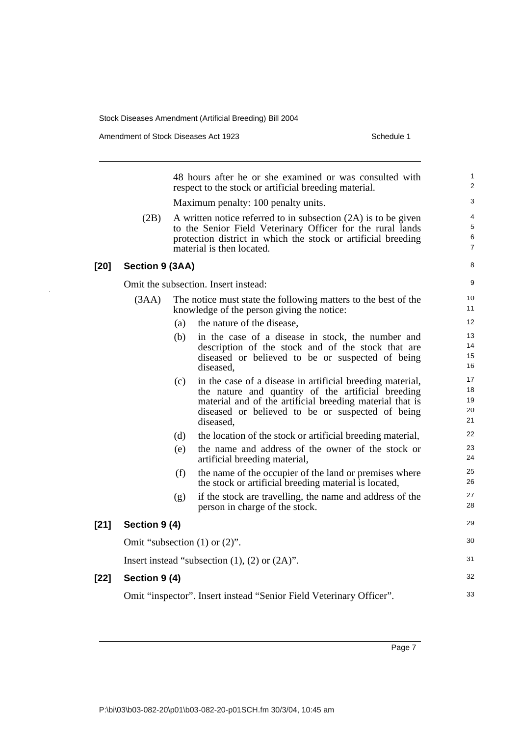48 hours after he or she examined or was consulted with respect to the stock or artificial breeding material.

Maximum penalty: 100 penalty units.

(2B) A written notice referred to in subsection (2A) is to be given to the Senior Field Veterinary Officer for the rural lands protection district in which the stock or artificial breeding material is then located.

**[20] Section 9 (3AA)**

Omit the subsection. Insert instead:

(3AA) The notice must state the following matters to the best of the knowledge of the person giving the notice:

(a) the nature of the disease,

(b) in the case of a disease in stock, the number and description of the stock and of the stock that are diseased or believed to be or suspected of being diseased,

(c) in the case of a disease in artificial breeding material, the nature and quantity of the artificial breeding material and of the artificial breeding material that is diseased or believed to be or suspected of being diseased,

(d) the location of the stock or artificial breeding material,

(e) the name and address of the owner of the stock or artificial breeding material,

(f) the name of the occupier of the land or premises where the stock or artificial breeding material is located,

(g) if the stock are travelling, the name and address of the person in charge of the stock.

**[21] Section 9 (4)**

Omit "subsection (1) or (2)".

Insert instead "subsection (1), (2) or (2A)".

**[22] Section 9 (4)**

Omit "inspector". Insert instead "Senior Field Veterinary Officer".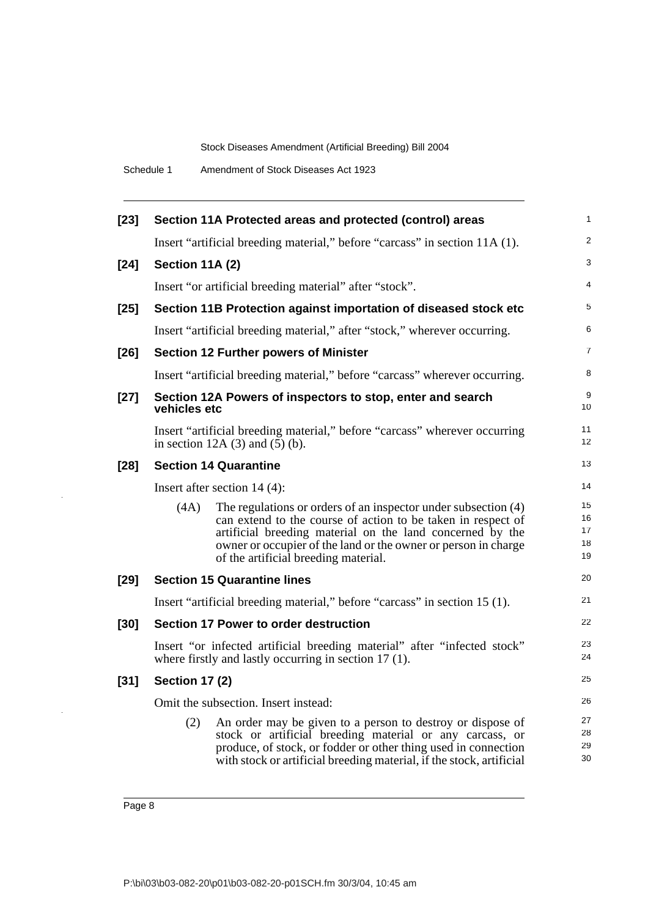**[23] Section 11A Protected areas and protected (control) areas**

Insert "artificial breeding material," before "carcass" in section 11A (1).

**[24] Section 11A (2)**

Insert "or artificial breeding material" after "stock".

**[25] Section 11B Protection against importation of diseased stock etc**

Insert "artificial breeding material," after "stock," wherever occurring.

**[26] Section 12 Further powers of Minister**

Insert "artificial breeding material," before "carcass" wherever occurring.

**[27] Section 12A Powers of inspectors to stop, enter and search vehicles etc**

Insert "artificial breeding material," before "carcass" wherever occurring in section 12A (3) and (5) (b).

**[28] Section 14 Quarantine**

Insert after section 14 (4):

(4A) The regulations or orders of an inspector under subsection (4) can extend to the course of action to be taken in respect of artificial breeding material on the land concerned by the owner or occupier of the land or the owner or person in charge of the artificial breeding material.

**[29] Section 15 Quarantine lines**

Insert "artificial breeding material," before "carcass" in section 15 (1).

**[30] Section 17 Power to order destruction**

Insert "or infected artificial breeding material" after "infected stock" where firstly and lastly occurring in section 17 (1).

**[31] Section 17 (2)**

Omit the subsection. Insert instead:

(2) An order may be given to a person to destroy or dispose of stock or artificial breeding material or any carcass, or produce, of stock, or fodder or other thing used in connection with stock or artificial breeding material, if the stock, artificial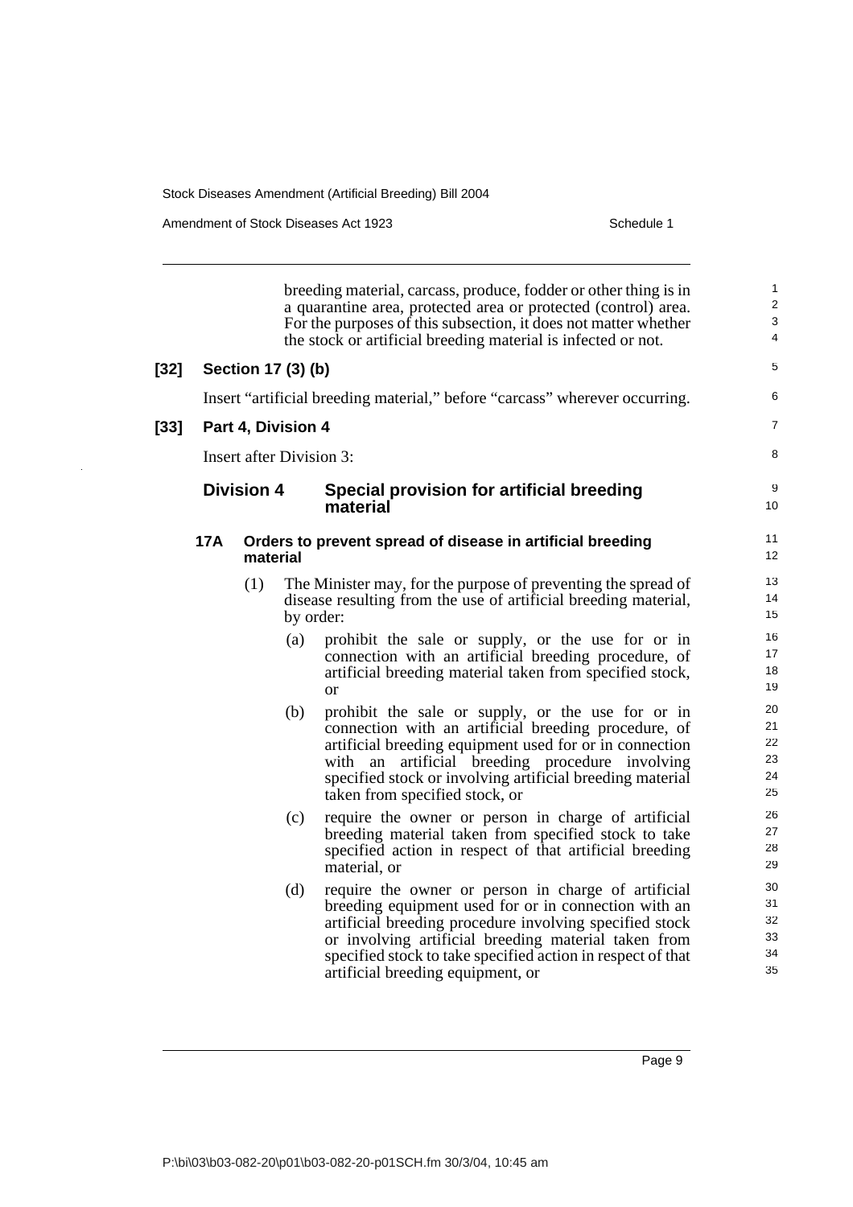breeding material, carcass, produce, fodder or other thing is in a quarantine area, protected area or protected (control) area. For the purposes of this subsection, it does not matter whether the stock or artificial breeding material is infected or not.

**[32] Section 17 (3) (b)**

Insert "artificial breeding material," before "carcass" wherever occurring.

**[33] Part 4, Division 4**

Insert after Division 3:

### Division 4 Special provision for artificial breeding material

#### 17A Orders to prevent spread of disease in artificial breeding material

(1) The Minister may, for the purpose of preventing the spread of disease resulting from the use of artificial breeding material, by order:

(a) prohibit the sale or supply, or the use for or in connection with an artificial breeding procedure, of artificial breeding material taken from specified stock, or

(b) prohibit the sale or supply, or the use for or in connection with an artificial breeding procedure, of artificial breeding equipment used for or in connection with an artificial breeding procedure involving specified stock or involving artificial breeding material taken from specified stock, or

(c) require the owner or person in charge of artificial breeding material taken from specified stock to take specified action in respect of that artificial breeding material, or

(d) require the owner or person in charge of artificial breeding equipment used for or in connection with an artificial breeding procedure involving specified stock or involving artificial breeding material taken from specified stock to take specified action in respect of that artificial breeding equipment, or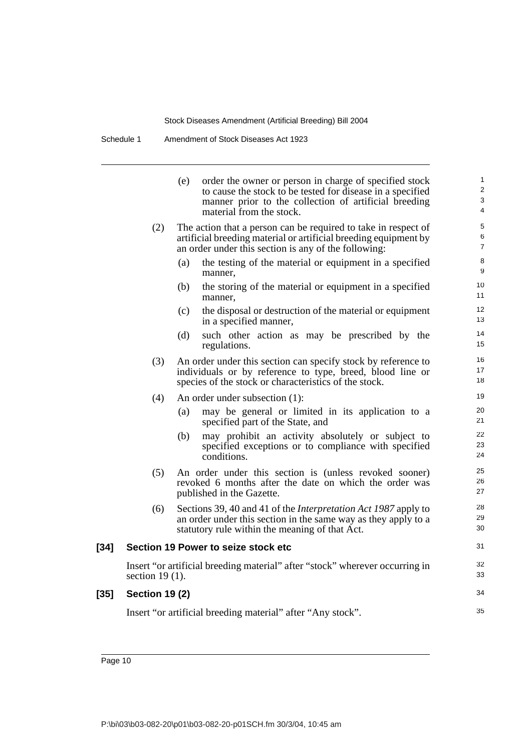(e) order the owner or person in charge of specified stock to cause the stock to be tested for disease in a specified manner prior to the collection of artificial breeding material from the stock.

(2) The action that a person can be required to take in respect of artificial breeding material or artificial breeding equipment by an order under this section is any of the following:

(a) the testing of the material or equipment in a specified manner,

(b) the storing of the material or equipment in a specified manner,

(c) the disposal or destruction of the material or equipment in a specified manner,

(d) such other action as may be prescribed by the regulations.

(3) An order under this section can specify stock by reference to individuals or by reference to type, breed, blood line or species of the stock or characteristics of the stock.

(4) An order under subsection (1):

(a) may be general or limited in its application to a specified part of the State, and

(b) may prohibit an activity absolutely or subject to specified exceptions or to compliance with specified conditions.

(5) An order under this section is (unless revoked sooner) revoked 6 months after the date on which the order was published in the Gazette.

(6) Sections 39, 40 and 41 of the *Interpretation Act 1987* apply to an order under this section in the same way as they apply to a statutory rule within the meaning of that Act.

**[34] Section 19 Power to seize stock etc**

Insert "or artificial breeding material" after "stock" wherever occurring in section 19 (1).

**[35] Section 19 (2)**

Insert "or artificial breeding material" after "Any stock".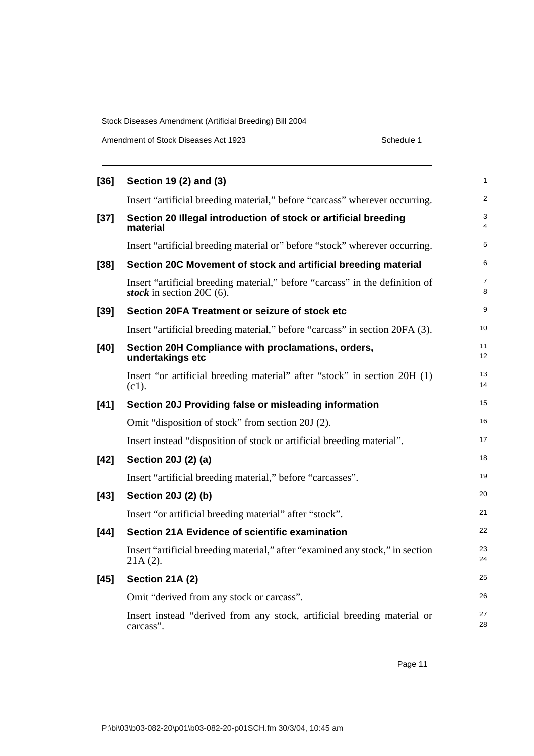**[36] Section 19 (2) and (3)**

Insert "artificial breeding material," before "carcass" wherever occurring.

**[37] Section 20 Illegal introduction of stock or artificial breeding material**

Insert "artificial breeding material or" before "stock" wherever occurring.

**[38] Section 20C Movement of stock and artificial breeding material**

Insert "artificial breeding material," before "carcass" in the definition of ***stock*** in section 20C (6).

**[39] Section 20FA Treatment or seizure of stock etc**

Insert "artificial breeding material," before "carcass" in section 20FA (3).

**[40] Section 20H Compliance with proclamations, orders, undertakings etc**

Insert "or artificial breeding material" after "stock" in section 20H (1) (c1).

**[41] Section 20J Providing false or misleading information**

Omit "disposition of stock" from section 20J (2).

Insert instead "disposition of stock or artificial breeding material".

**[42] Section 20J (2) (a)**

Insert "artificial breeding material," before "carcasses".

**[43] Section 20J (2) (b)**

Insert "or artificial breeding material" after "stock".

**[44] Section 21A Evidence of scientific examination**

Insert "artificial breeding material," after "examined any stock," in section 21A (2).

**[45] Section 21A (2)**

Omit "derived from any stock or carcass".

Insert instead "derived from any stock, artificial breeding material or carcass".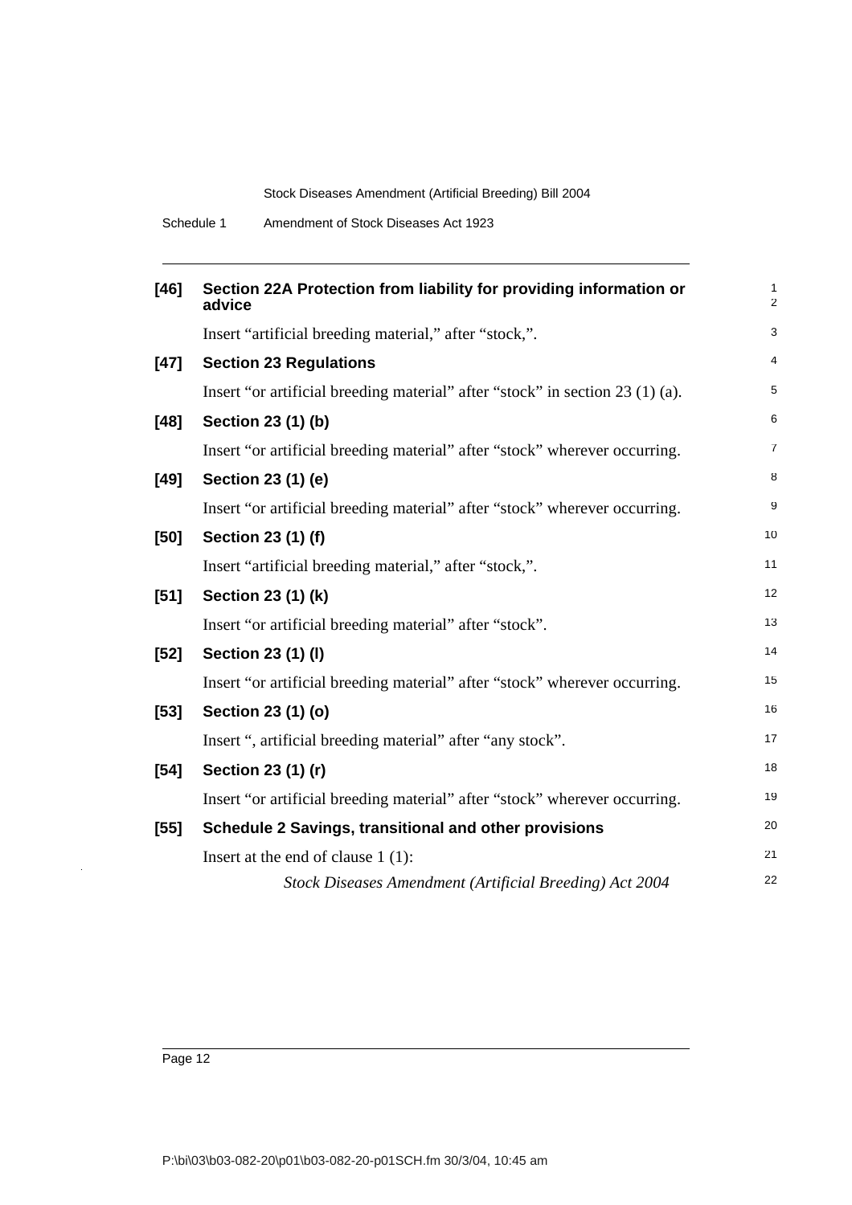**[46] Section 22A Protection from liability for providing information or advice**

Insert "artificial breeding material," after "stock,".

**[47] Section 23 Regulations**

Insert "or artificial breeding material" after "stock" in section 23 (1) (a).

**[48] Section 23 (1) (b)**

Insert "or artificial breeding material" after "stock" wherever occurring.

**[49] Section 23 (1) (e)**

Insert "or artificial breeding material" after "stock" wherever occurring.

**[50] Section 23 (1) (f)**

Insert "artificial breeding material," after "stock,".

**[51] Section 23 (1) (k)**

Insert "or artificial breeding material" after "stock".

**[52] Section 23 (1) (l)**

Insert "or artificial breeding material" after "stock" wherever occurring.

**[53] Section 23 (1) (o)**

Insert ", artificial breeding material" after "any stock".

**[54] Section 23 (1) (r)**

Insert "or artificial breeding material" after "stock" wherever occurring.

**[55] Schedule 2 Savings, transitional and other provisions**

Insert at the end of clause 1 (1):

*Stock Diseases Amendment (Artificial Breeding) Act 2004*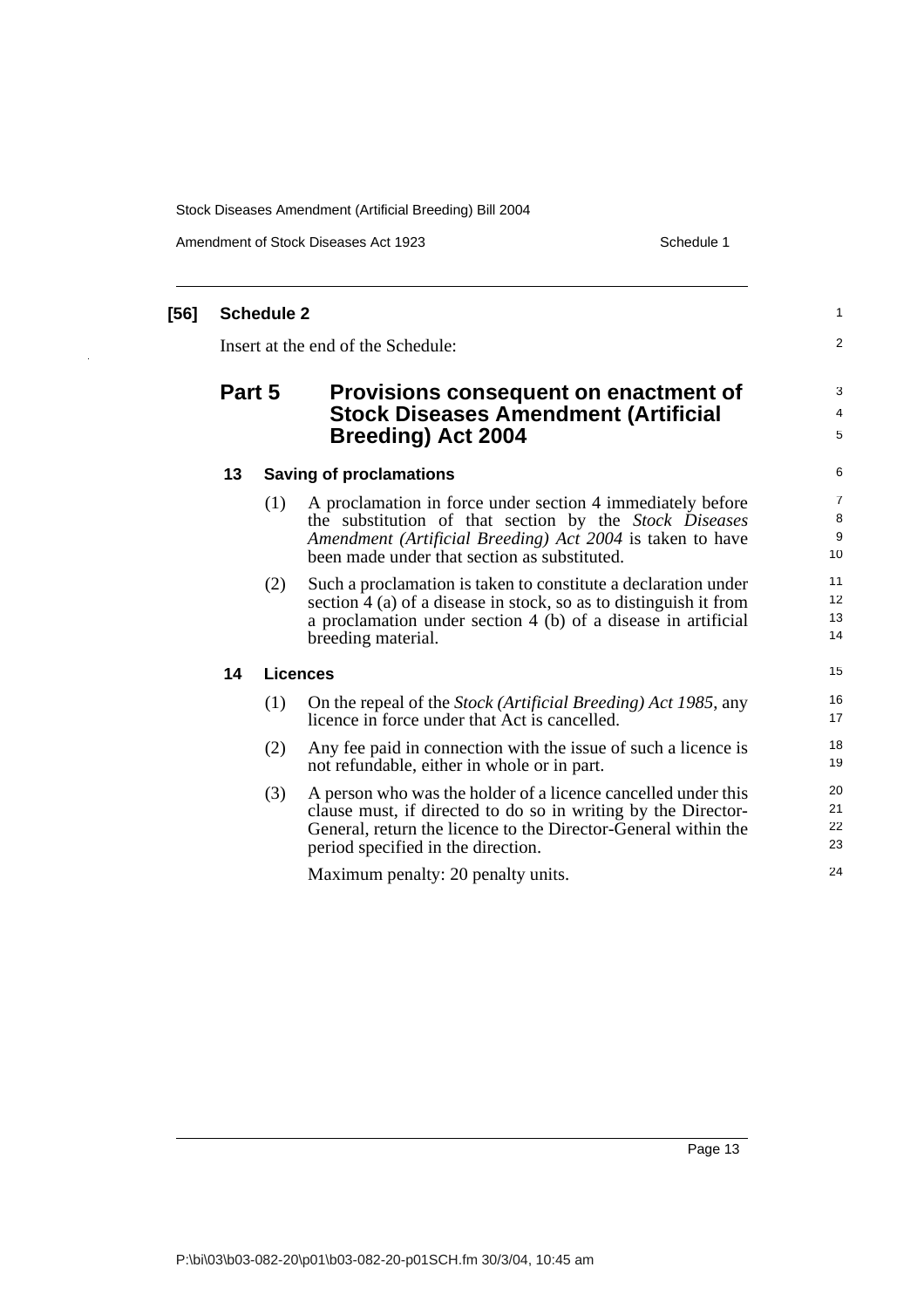**[56] Schedule 2**

Insert at the end of the Schedule:

## Part 5 Provisions consequent on enactment of Stock Diseases Amendment (Artificial Breeding) Act 2004

### 13 Saving of proclamations

(1) A proclamation in force under section 4 immediately before the substitution of that section by the *Stock Diseases Amendment (Artificial Breeding) Act 2004* is taken to have been made under that section as substituted.

(2) Such a proclamation is taken to constitute a declaration under section 4 (a) of a disease in stock, so as to distinguish it from a proclamation under section 4 (b) of a disease in artificial breeding material.

### 14 Licences

(1) On the repeal of the *Stock (Artificial Breeding) Act 1985*, any licence in force under that Act is cancelled.

(2) Any fee paid in connection with the issue of such a licence is not refundable, either in whole or in part.

(3) A person who was the holder of a licence cancelled under this clause must, if directed to do so in writing by the Director-General, return the licence to the Director-General within the period specified in the direction.

Maximum penalty: 20 penalty units.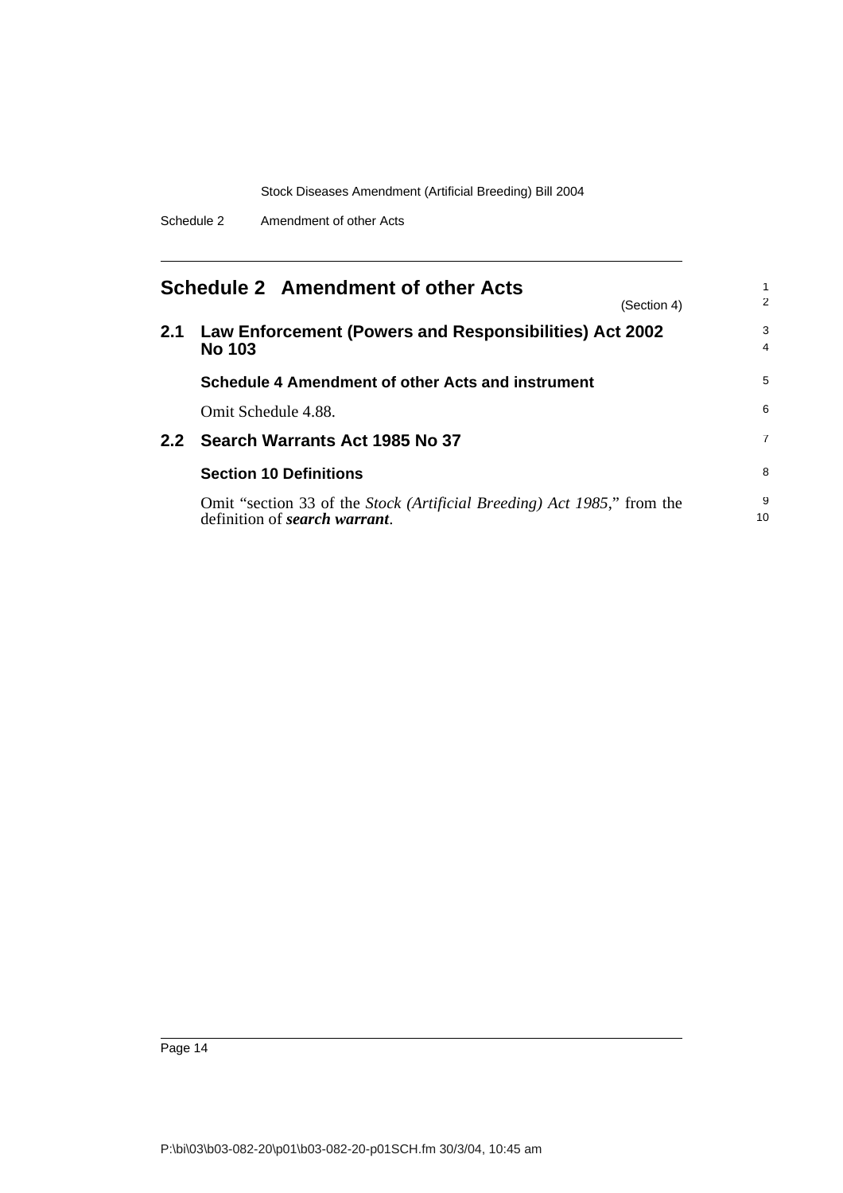# Schedule 2 Amendment of other Acts

(Section 4)

## 2.1 Law Enforcement (Powers and Responsibilities) Act 2002 No 103

### Schedule 4 Amendment of other Acts and instrument

Omit Schedule 4.88.

## 2.2 Search Warrants Act 1985 No 37

### Section 10 Definitions

Omit "section 33 of the *Stock (Artificial Breeding) Act 1985*," from the definition of ***search warrant***.